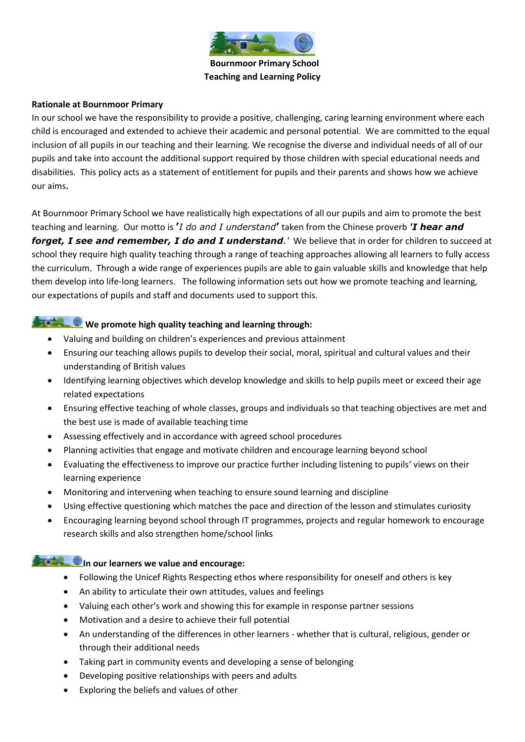**Bournmoor Primary School**
**Teaching and Learning Policy**

**Rationale at Bournmoor Primary**

In our school we have the responsibility to provide a positive, challenging, caring learning environment where each child is encouraged and extended to achieve their academic and personal potential. We are committed to the equal inclusion of all pupils in our teaching and their learning. We recognise the diverse and individual needs of all of our pupils and take into account the additional support required by those children with special educational needs and disabilities. This policy acts as a statement of entitlement for pupils and their parents and shows how we achieve our aims**.**

At Bournmoor Primary School we have realistically high expectations of all our pupils and aim to promote the best teaching and learning. Our motto is *'I do and I understand'* taken from the Chinese proverb ***'I hear and forget, I see and remember, I do and I understand.'*** We believe that in order for children to succeed at school they require high quality teaching through a range of teaching approaches allowing all learners to fully access the curriculum. Through a wide range of experiences pupils are able to gain valuable skills and knowledge that help them develop into life-long learners. The following information sets out how we promote teaching and learning, our expectations of pupils and staff and documents used to support this.

**We promote high quality teaching and learning through:**

- Valuing and building on children's experiences and previous attainment
- Ensuring our teaching allows pupils to develop their social, moral, spiritual and cultural values and their understanding of British values
- Identifying learning objectives which develop knowledge and skills to help pupils meet or exceed their age related expectations
- Ensuring effective teaching of whole classes, groups and individuals so that teaching objectives are met and the best use is made of available teaching time
- Assessing effectively and in accordance with agreed school procedures
- Planning activities that engage and motivate children and encourage learning beyond school
- Evaluating the effectiveness to improve our practice further including listening to pupils' views on their learning experience
- Monitoring and intervening when teaching to ensure sound learning and discipline
- Using effective questioning which matches the pace and direction of the lesson and stimulates curiosity
- Encouraging learning beyond school through IT programmes, projects and regular homework to encourage research skills and also strengthen home/school links

**In our learners we value and encourage:**

- Following the Unicef Rights Respecting ethos where responsibility for oneself and others is key
- An ability to articulate their own attitudes, values and feelings
- Valuing each other's work and showing this for example in response partner sessions
- Motivation and a desire to achieve their full potential
- An understanding of the differences in other learners - whether that is cultural, religious, gender or through their additional needs
- Taking part in community events and developing a sense of belonging
- Developing positive relationships with peers and adults
- Exploring the beliefs and values of other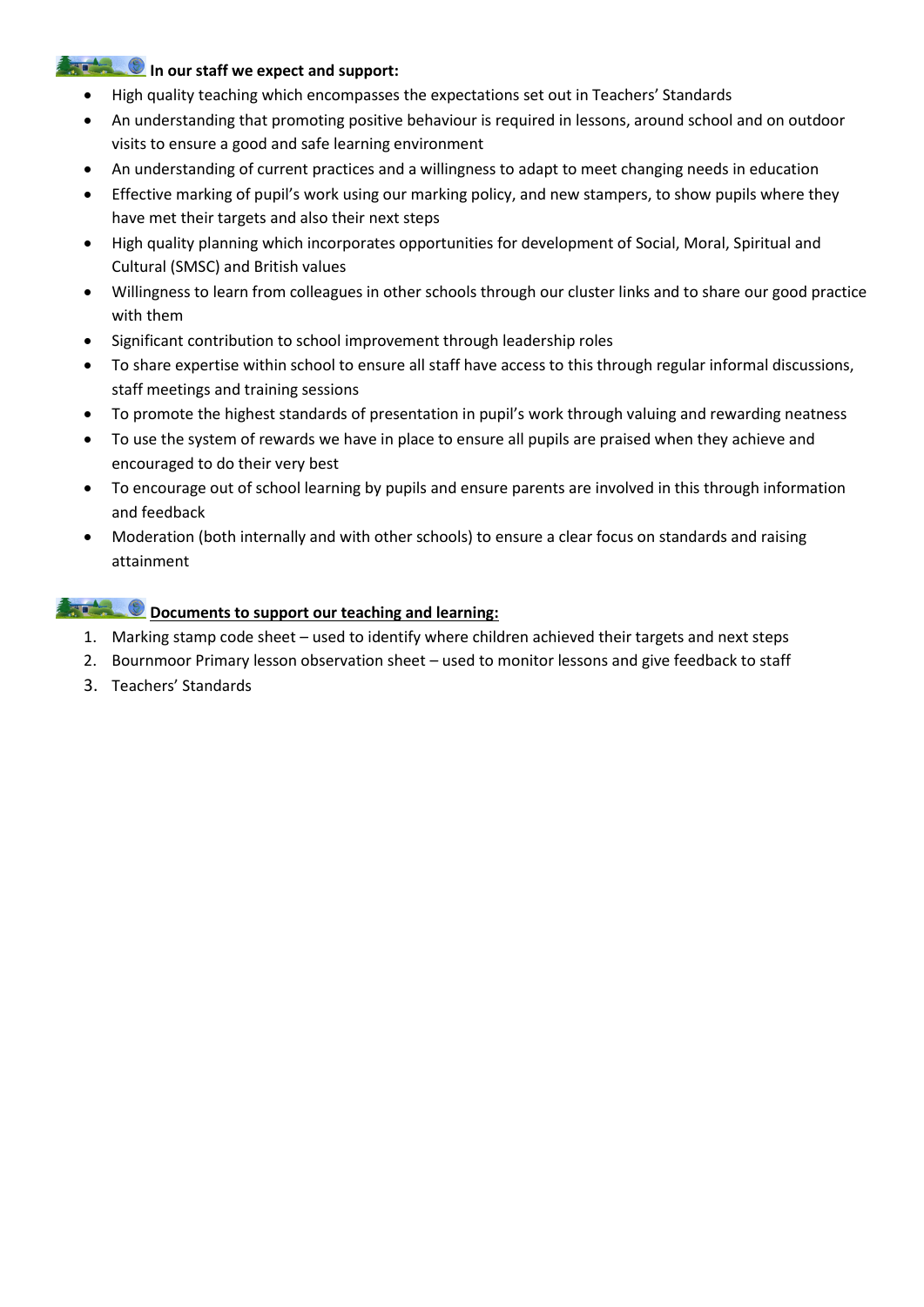**In our staff we expect and support:**

- High quality teaching which encompasses the expectations set out in Teachers' Standards
- An understanding that promoting positive behaviour is required in lessons, around school and on outdoor visits to ensure a good and safe learning environment
- An understanding of current practices and a willingness to adapt to meet changing needs in education
- Effective marking of pupil's work using our marking policy, and new stampers, to show pupils where they have met their targets and also their next steps
- High quality planning which incorporates opportunities for development of Social, Moral, Spiritual and Cultural (SMSC) and British values
- Willingness to learn from colleagues in other schools through our cluster links and to share our good practice with them
- Significant contribution to school improvement through leadership roles
- To share expertise within school to ensure all staff have access to this through regular informal discussions, staff meetings and training sessions
- To promote the highest standards of presentation in pupil's work through valuing and rewarding neatness
- To use the system of rewards we have in place to ensure all pupils are praised when they achieve and encouraged to do their very best
- To encourage out of school learning by pupils and ensure parents are involved in this through information and feedback
- Moderation (both internally and with other schools) to ensure a clear focus on standards and raising attainment

**Documents to support our teaching and learning:**

1. Marking stamp code sheet – used to identify where children achieved their targets and next steps
2. Bournmoor Primary lesson observation sheet – used to monitor lessons and give feedback to staff
3. Teachers' Standards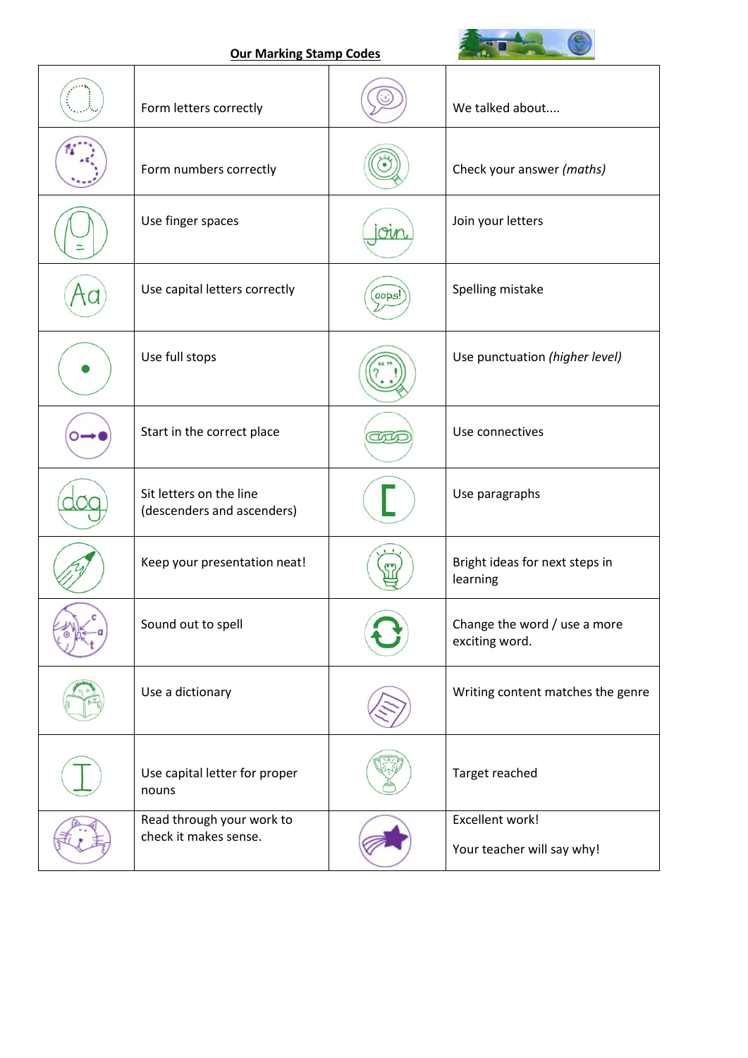**Our Marking Stamp Codes**

| | | | |
|---|---|---|---|
| | Form letters correctly | | We talked about.... |
| | Form numbers correctly | | Check your answer *(maths)* |
| | Use finger spaces | | Join your letters |
| | Use capital letters correctly | | Spelling mistake |
| | Use full stops | | Use punctuation *(higher level)* |
| | Start in the correct place | | Use connectives |
| | Sit letters on the line (descenders and ascenders) | | Use paragraphs |
| | Keep your presentation neat! | | Bright ideas for next steps in learning |
| | Sound out to spell | | Change the word / use a more exciting word. |
| | Use a dictionary | | Writing content matches the genre |
| | Use capital letter for proper nouns | | Target reached |
| | Read through your work to check it makes sense. | | Excellent work! Your teacher will say why! |